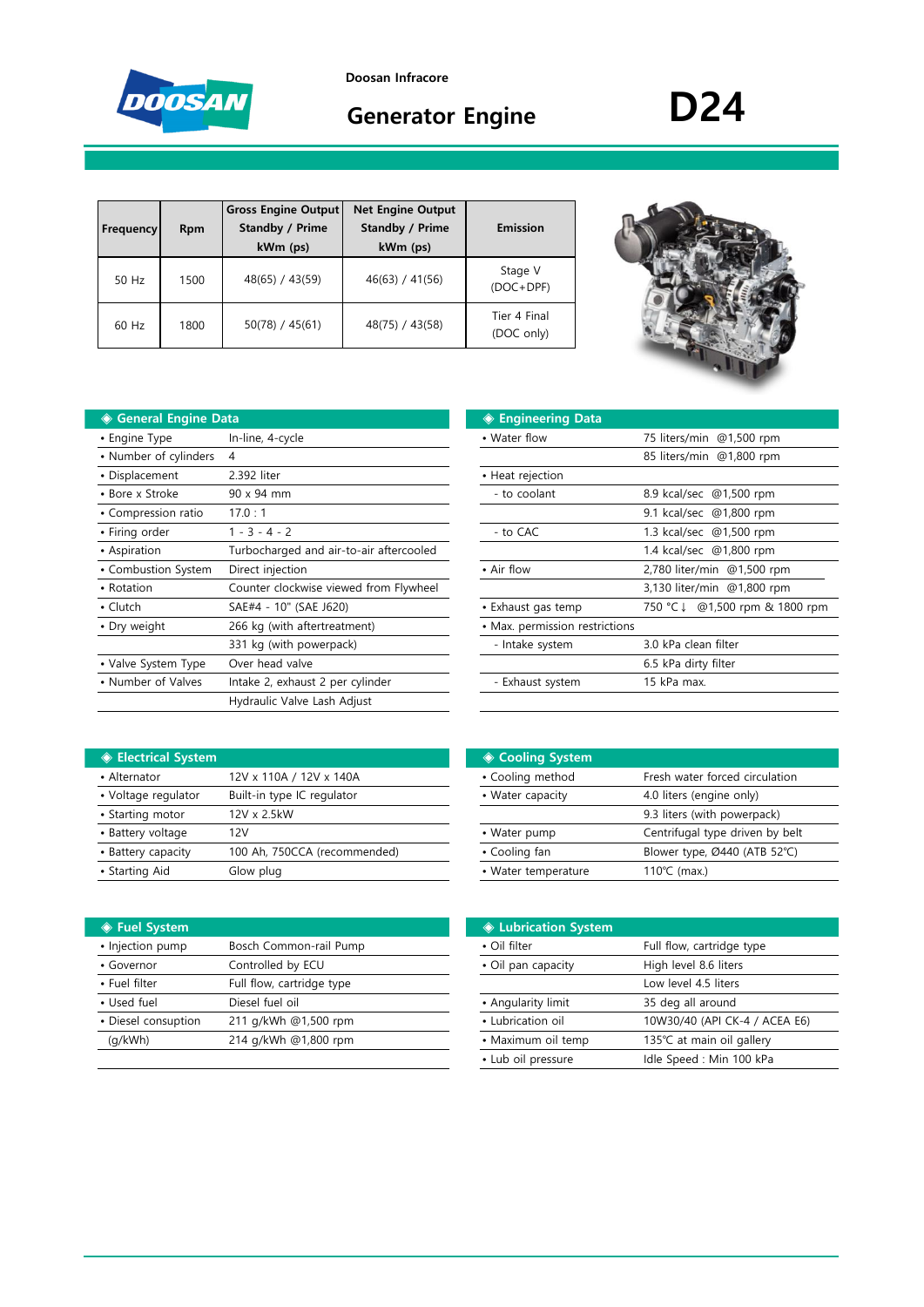Doosan Infracore

# Generator Engine

# D24

| Frequency | Rpm | Gross Engine Output Standby / Prime kWm (ps) | Net Engine Output Standby / Prime kWm (ps) | Emission |
|---|---|---|---|---|
| 50 Hz | 1500 | 48(65) / 43(59) | 46(63) / 41(56) | Stage V (DOC+DPF) |
| 60 Hz | 1800 | 50(78) / 45(61) | 48(75) / 43(58) | Tier 4 Final (DOC only) |

## ◈ General Engine Data

| | |
|---|---|
| • Engine Type | In-line, 4-cycle |
| • Number of cylinders | 4 |
| • Displacement | 2.392 liter |
| • Bore x Stroke | 90 x 94 mm |
| • Compression ratio | 17.0 : 1 |
| • Firing order | 1 - 3 - 4 - 2 |
| • Aspiration | Turbocharged and air-to-air aftercooled |
| • Combustion System | Direct injection |
| • Rotation | Counter clockwise viewed from Flywheel |
| • Clutch | SAE#4 - 10" (SAE J620) |
| • Dry weight | 266 kg (with aftertreatment) |
| | 331 kg (with powerpack) |
| • Valve System Type | Over head valve |
| • Number of Valves | Intake 2, exhaust 2 per cylinder |
| | Hydraulic Valve Lash Adjust |

## ◈ Engineering Data

| | |
|---|---|
| • Water flow | 75 liters/min @1,500 rpm |
| | 85 liters/min @1,800 rpm |
| • Heat rejection | |
| - to coolant | 8.9 kcal/sec @1,500 rpm |
| | 9.1 kcal/sec @1,800 rpm |
| - to CAC | 1.3 kcal/sec @1,500 rpm |
| | 1.4 kcal/sec @1,800 rpm |
| • Air flow | 2,780 liter/min @1,500 rpm |
| | 3,130 liter/min @1,800 rpm |
| • Exhaust gas temp | 750 °C↓ @1,500 rpm & 1800 rpm |
| • Max. permission restrictions | |
| - Intake system | 3.0 kPa clean filter |
| | 6.5 kPa dirty filter |
| - Exhaust system | 15 kPa max. |

## ◈ Electrical System

| | |
|---|---|
| • Alternator | 12V x 110A / 12V x 140A |
| • Voltage regulator | Built-in type IC regulator |
| • Starting motor | 12V x 2.5kW |
| • Battery voltage | 12V |
| • Battery capacity | 100 Ah, 750CCA (recommended) |
| • Starting Aid | Glow plug |

## ◈ Cooling System

| | |
|---|---|
| • Cooling method | Fresh water forced circulation |
| • Water capacity | 4.0 liters (engine only) |
| | 9.3 liters (with powerpack) |
| • Water pump | Centrifugal type driven by belt |
| • Cooling fan | Blower type, Ø440 (ATB 52℃) |
| • Water temperature | 110℃ (max.) |

## ◈ Fuel System

| | |
|---|---|
| • Injection pump | Bosch Common-rail Pump |
| • Governor | Controlled by ECU |
| • Fuel filter | Full flow, cartridge type |
| • Used fuel | Diesel fuel oil |
| • Diesel consuption | 211 g/kWh @1,500 rpm |
| (g/kWh) | 214 g/kWh @1,800 rpm |

## ◈ Lubrication System

| | |
|---|---|
| • Oil filter | Full flow, cartridge type |
| • Oil pan capacity | High level 8.6 liters |
| | Low level 4.5 liters |
| • Angularity limit | 35 deg all around |
| • Lubrication oil | 10W30/40 (API CK-4 / ACEA E6) |
| • Maximum oil temp | 135℃ at main oil gallery |
| • Lub oil pressure | Idle Speed : Min 100 kPa |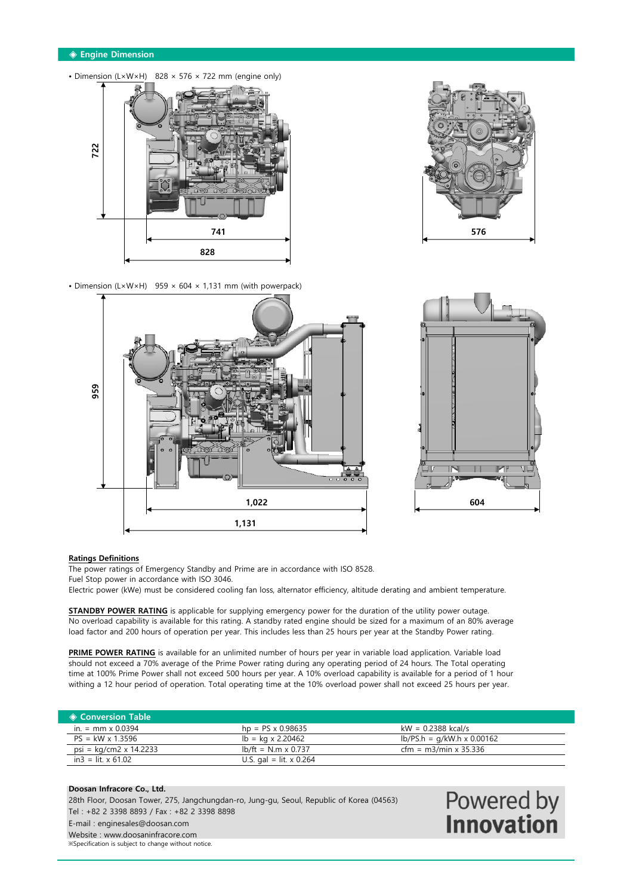## ◈ Engine Dimension

• Dimension (L×W×H) 828 × 576 × 722 mm (engine only)

722

741

828

576

• Dimension (L×W×H) 959 × 604 × 1,131 mm (with powerpack)

959

1,022

1,131

604

**Ratings Definitions**

The power ratings of Emergency Standby and Prime are in accordance with ISO 8528.
Fuel Stop power in accordance with ISO 3046.
Electric power (kWe) must be considered cooling fan loss, alternator efficiency, altitude derating and ambient temperature.

**STANDBY POWER RATING** is applicable for supplying emergency power for the duration of the utility power outage. No overload capability is available for this rating. A standby rated engine should be sized for a maximum of an 80% average load factor and 200 hours of operation per year. This includes less than 25 hours per year at the Standby Power rating.

**PRIME POWER RATING** is available for an unlimited number of hours per year in variable load application. Variable load should not exceed a 70% average of the Prime Power rating during any operating period of 24 hours. The Total operating time at 100% Prime Power shall not exceed 500 hours per year. A 10% overload capability is available for a period of 1 hour withing a 12 hour period of operation. Total operating time at the 10% overload power shall not exceed 25 hours per year.

## ◈ Conversion Table

| | | |
|---|---|---|
| in. = mm x 0.0394 | hp = PS x 0.98635 | kW = 0.2388 kcal/s |
| PS = kW x 1.3596 | lb = kg x 2.20462 | lb/PS.h = g/kW.h x 0.00162 |
| psi = kg/cm2 x 14.2233 | lb/ft = N.m x 0.737 | cfm = m3/min x 35.336 |
| in3 = lit. x 61.02 | U.S. gal = lit. x 0.264 | |

**Doosan Infracore Co., Ltd.**
28th Floor, Doosan Tower, 275, Jangchungdan-ro, Jung-gu, Seoul, Republic of Korea (04563)
Tel : +82 2 3398 8893 / Fax : +82 2 3398 8898
E-mail : enginesales@doosan.com
Website : www.doosaninfracore.com
※Specification is subject to change without notice.

Powered by **Innovation**